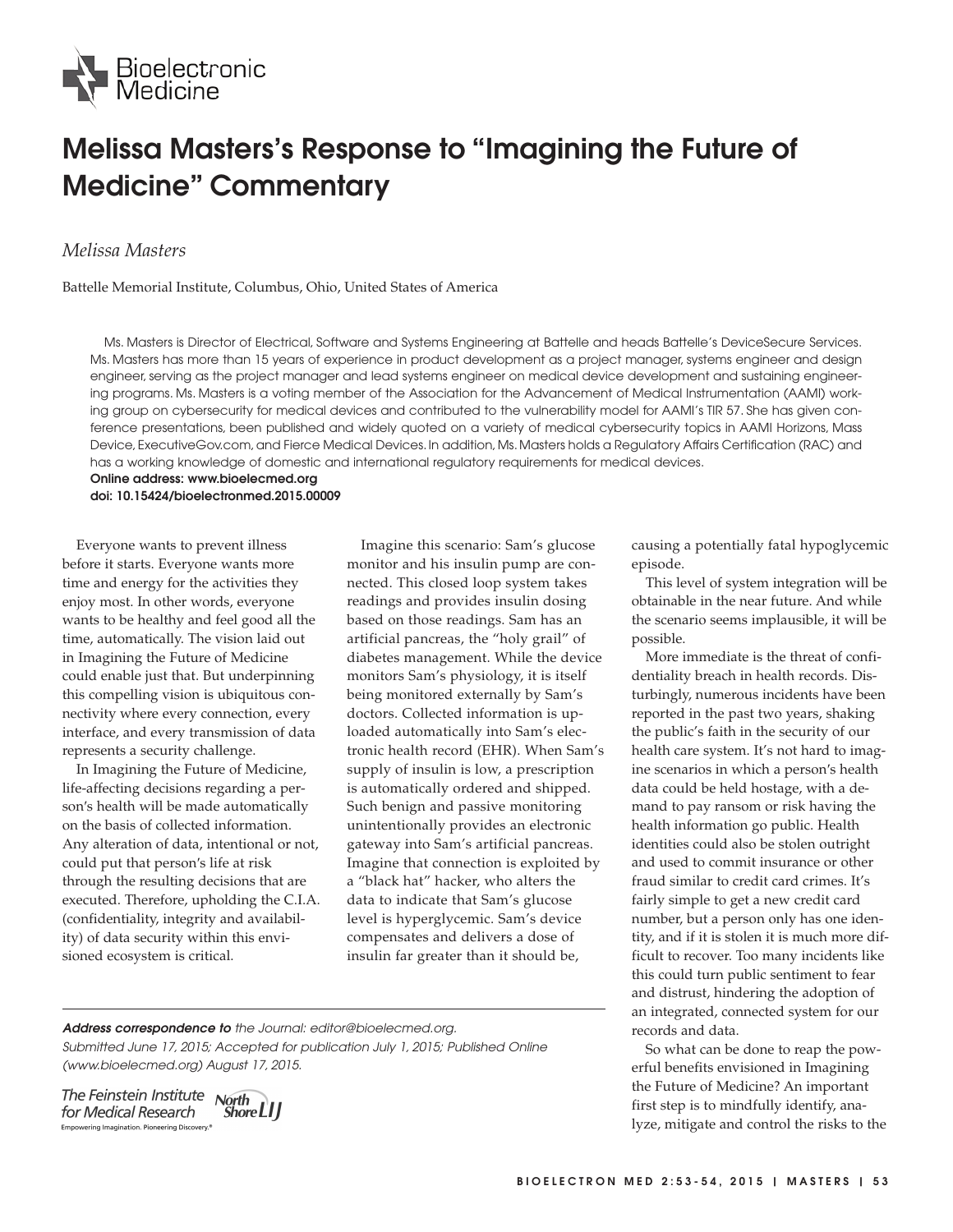# Melissa Masters's Response to "Imagining the Future of Medicine" Commentary

*Melissa Masters*

Battelle Memorial Institute, Columbus, Ohio, United States of America

Ms. Masters is Director of Electrical, Software and Systems Engineering at Battelle and heads Battelle's DeviceSecure Services. Ms. Masters has more than 15 years of experience in product development as a project manager, systems engineer and design engineer, serving as the project manager and lead systems engineer on medical device development and sustaining engineering programs. Ms. Masters is a voting member of the Association for the Advancement of Medical Instrumentation (AAMI) working group on cybersecurity for medical devices and contributed to the vulnerability model for AAMI's TIR 57. She has given conference presentations, been published and widely quoted on a variety of medical cybersecurity topics in AAMI Horizons, Mass Device, ExecutiveGov.com, and Fierce Medical Devices. In addition, Ms. Masters holds a Regulatory Affairs Certification (RAC) and has a working knowledge of domestic and international regulatory requirements for medical devices.

**Online address: www.bioelecmed.org**
**doi: 10.15424/bioelectronmed.2015.00009**

Everyone wants to prevent illness before it starts. Everyone wants more time and energy for the activities they enjoy most. In other words, everyone wants to be healthy and feel good all the time, automatically. The vision laid out in Imagining the Future of Medicine could enable just that. But underpinning this compelling vision is ubiquitous connectivity where every connection, every interface, and every transmission of data represents a security challenge.

In Imagining the Future of Medicine, life-affecting decisions regarding a person's health will be made automatically on the basis of collected information. Any alteration of data, intentional or not, could put that person's life at risk through the resulting decisions that are executed. Therefore, upholding the C.I.A. (confidentiality, integrity and availability) of data security within this envisioned ecosystem is critical.

Imagine this scenario: Sam's glucose monitor and his insulin pump are connected. This closed loop system takes readings and provides insulin dosing based on those readings. Sam has an artificial pancreas, the "holy grail" of diabetes management. While the device monitors Sam's physiology, it is itself being monitored externally by Sam's doctors. Collected information is uploaded automatically into Sam's electronic health record (EHR). When Sam's supply of insulin is low, a prescription is automatically ordered and shipped. Such benign and passive monitoring unintentionally provides an electronic gateway into Sam's artificial pancreas. Imagine that connection is exploited by a "black hat" hacker, who alters the data to indicate that Sam's glucose level is hyperglycemic. Sam's device compensates and delivers a dose of insulin far greater than it should be, causing a potentially fatal hypoglycemic episode.

This level of system integration will be obtainable in the near future. And while the scenario seems implausible, it will be possible.

More immediate is the threat of confidentiality breach in health records. Disturbingly, numerous incidents have been reported in the past two years, shaking the public's faith in the security of our health care system. It's not hard to imagine scenarios in which a person's health data could be held hostage, with a demand to pay ransom or risk having the health information go public. Health identities could also be stolen outright and used to commit insurance or other fraud similar to credit card crimes. It's fairly simple to get a new credit card number, but a person only has one identity, and if it is stolen it is much more difficult to recover. Too many incidents like this could turn public sentiment to fear and distrust, hindering the adoption of an integrated, connected system for our records and data.

So what can be done to reap the powerful benefits envisioned in Imagining the Future of Medicine? An important first step is to mindfully identify, analyze, mitigate and control the risks to the

***Address correspondence to*** *the Journal: editor@bioelecmed.org.*
*Submitted June 17, 2015; Accepted for publication July 1, 2015; Published Online (www.bioelecmed.org) August 17, 2015.*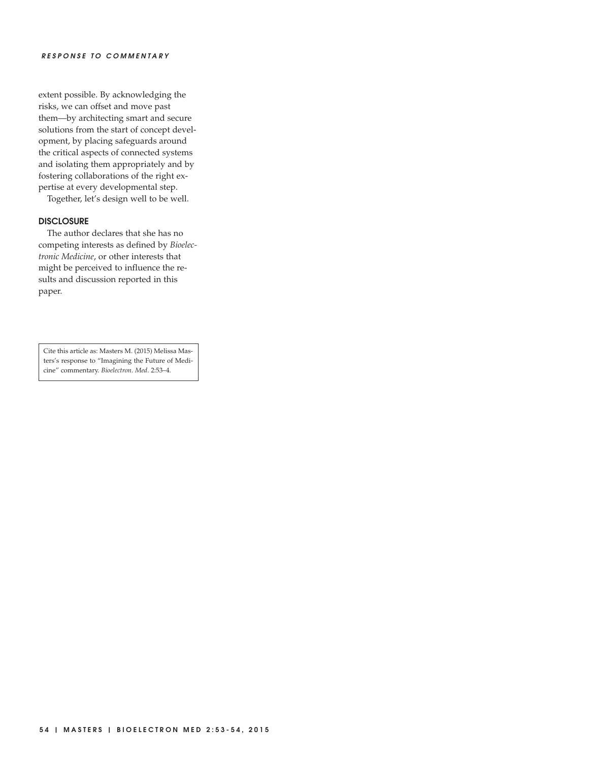extent possible. By acknowledging the risks, we can offset and move past them—by architecting smart and secure solutions from the start of concept development, by placing safeguards around the critical aspects of connected systems and isolating them appropriately and by fostering collaborations of the right expertise at every developmental step.

Together, let's design well to be well.

## DISCLOSURE

The author declares that she has no competing interests as defined by *Bioelectronic Medicine*, or other interests that might be perceived to influence the results and discussion reported in this paper.

Cite this article as: Masters M. (2015) Melissa Masters's response to "Imagining the Future of Medicine" commentary. *Bioelectron. Med*. 2:53–4.